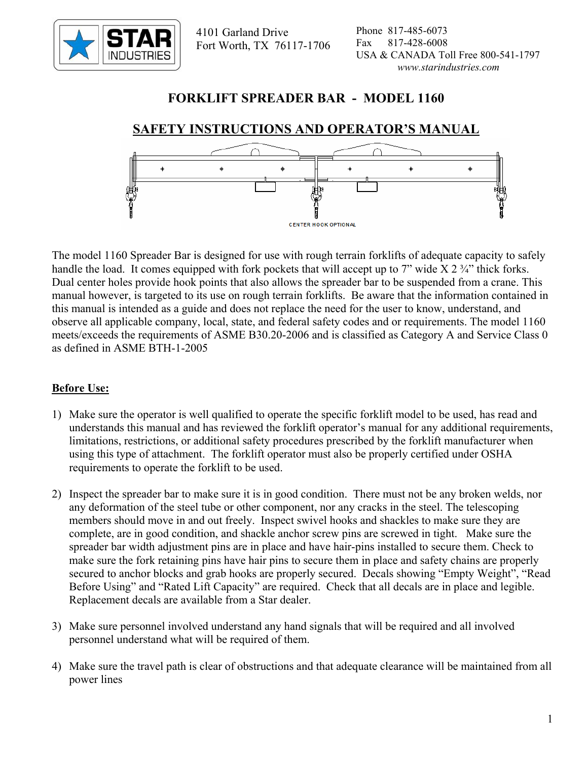STAR INDUSTRIES

4101 Garland Drive
Fort Worth, TX 76117-1706

Phone 817-485-6073
Fax 817-428-6008
USA & CANADA Toll Free 800-541-1797
*www.starindustries.com*

# FORKLIFT SPREADER BAR - MODEL 1160

## SAFETY INSTRUCTIONS AND OPERATOR'S MANUAL

CENTER HOOK OPTIONAL

The model 1160 Spreader Bar is designed for use with rough terrain forklifts of adequate capacity to safely handle the load. It comes equipped with fork pockets that will accept up to 7" wide X 2 ¾" thick forks. Dual center holes provide hook points that also allows the spreader bar to be suspended from a crane. This manual however, is targeted to its use on rough terrain forklifts. Be aware that the information contained in this manual is intended as a guide and does not replace the need for the user to know, understand, and observe all applicable company, local, state, and federal safety codes and or requirements. The model 1160 meets/exceeds the requirements of ASME B30.20-2006 and is classified as Category A and Service Class 0 as defined in ASME BTH-1-2005

**Before Use:**

1) Make sure the operator is well qualified to operate the specific forklift model to be used, has read and understands this manual and has reviewed the forklift operator's manual for any additional requirements, limitations, restrictions, or additional safety procedures prescribed by the forklift manufacturer when using this type of attachment. The forklift operator must also be properly certified under OSHA requirements to operate the forklift to be used.

2) Inspect the spreader bar to make sure it is in good condition. There must not be any broken welds, nor any deformation of the steel tube or other component, nor any cracks in the steel. The telescoping members should move in and out freely. Inspect swivel hooks and shackles to make sure they are complete, are in good condition, and shackle anchor screw pins are screwed in tight. Make sure the spreader bar width adjustment pins are in place and have hair-pins installed to secure them. Check to make sure the fork retaining pins have hair pins to secure them in place and safety chains are properly secured to anchor blocks and grab hooks are properly secured. Decals showing "Empty Weight", "Read Before Using" and "Rated Lift Capacity" are required. Check that all decals are in place and legible. Replacement decals are available from a Star dealer.

3) Make sure personnel involved understand any hand signals that will be required and all involved personnel understand what will be required of them.

4) Make sure the travel path is clear of obstructions and that adequate clearance will be maintained from all power lines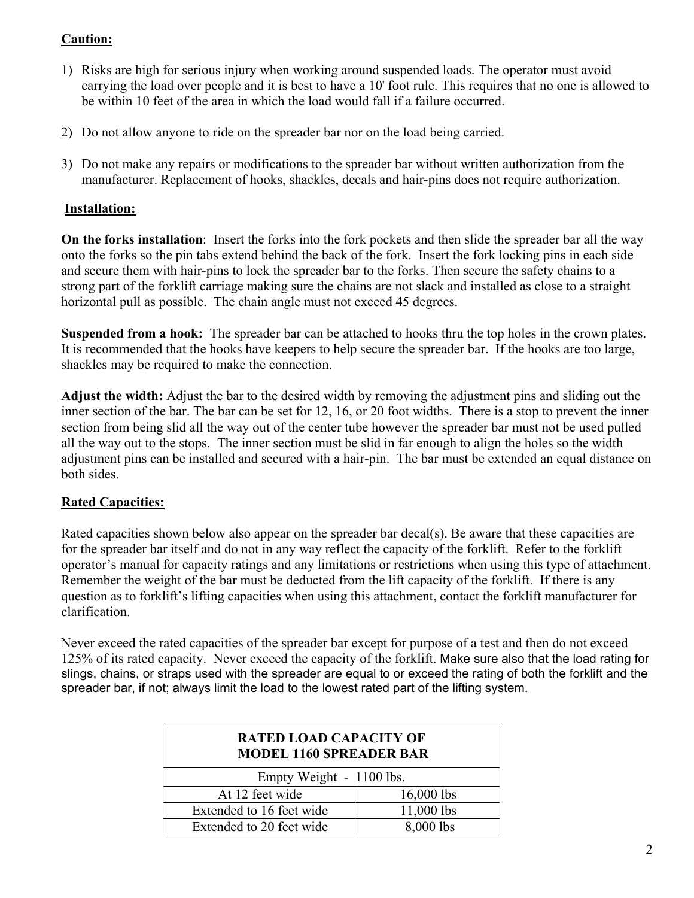## Caution:

1) Risks are high for serious injury when working around suspended loads. The operator must avoid carrying the load over people and it is best to have a 10' foot rule. This requires that no one is allowed to be within 10 feet of the area in which the load would fall if a failure occurred.

2) Do not allow anyone to ride on the spreader bar nor on the load being carried.

3) Do not make any repairs or modifications to the spreader bar without written authorization from the manufacturer. Replacement of hooks, shackles, decals and hair-pins does not require authorization.

## Installation:

**On the forks installation**: Insert the forks into the fork pockets and then slide the spreader bar all the way onto the forks so the pin tabs extend behind the back of the fork. Insert the fork locking pins in each side and secure them with hair-pins to lock the spreader bar to the forks. Then secure the safety chains to a strong part of the forklift carriage making sure the chains are not slack and installed as close to a straight horizontal pull as possible. The chain angle must not exceed 45 degrees.

**Suspended from a hook:** The spreader bar can be attached to hooks thru the top holes in the crown plates. It is recommended that the hooks have keepers to help secure the spreader bar. If the hooks are too large, shackles may be required to make the connection.

**Adjust the width:** Adjust the bar to the desired width by removing the adjustment pins and sliding out the inner section of the bar. The bar can be set for 12, 16, or 20 foot widths. There is a stop to prevent the inner section from being slid all the way out of the center tube however the spreader bar must not be used pulled all the way out to the stops. The inner section must be slid in far enough to align the holes so the width adjustment pins can be installed and secured with a hair-pin. The bar must be extended an equal distance on both sides.

## Rated Capacities:

Rated capacities shown below also appear on the spreader bar decal(s). Be aware that these capacities are for the spreader bar itself and do not in any way reflect the capacity of the forklift. Refer to the forklift operator's manual for capacity ratings and any limitations or restrictions when using this type of attachment. Remember the weight of the bar must be deducted from the lift capacity of the forklift. If there is any question as to forklift's lifting capacities when using this attachment, contact the forklift manufacturer for clarification.

Never exceed the rated capacities of the spreader bar except for purpose of a test and then do not exceed 125% of its rated capacity. Never exceed the capacity of the forklift. Make sure also that the load rating for slings, chains, or straps used with the spreader are equal to or exceed the rating of both the forklift and the spreader bar, if not; always limit the load to the lowest rated part of the lifting system.

| RATED LOAD CAPACITY OF MODEL 1160 SPREADER BAR | |
|---|---|
| Empty Weight - 1100 lbs. | |
| At 12 feet wide | 16,000 lbs |
| Extended to 16 feet wide | 11,000 lbs |
| Extended to 20 feet wide | 8,000 lbs |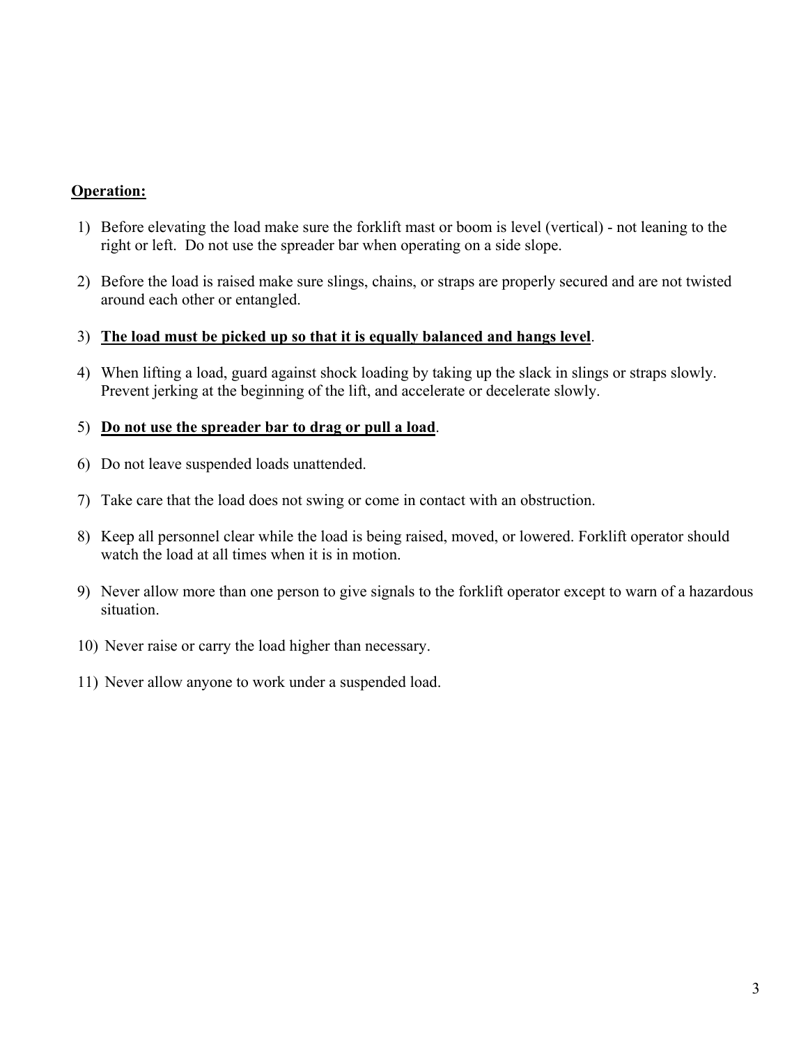**Operation:**

1) Before elevating the load make sure the forklift mast or boom is level (vertical) - not leaning to the right or left. Do not use the spreader bar when operating on a side slope.

2) Before the load is raised make sure slings, chains, or straps are properly secured and are not twisted around each other or entangled.

3) **The load must be picked up so that it is equally balanced and hangs level**.

4) When lifting a load, guard against shock loading by taking up the slack in slings or straps slowly. Prevent jerking at the beginning of the lift, and accelerate or decelerate slowly.

5) **Do not use the spreader bar to drag or pull a load**.

6) Do not leave suspended loads unattended.

7) Take care that the load does not swing or come in contact with an obstruction.

8) Keep all personnel clear while the load is being raised, moved, or lowered. Forklift operator should watch the load at all times when it is in motion.

9) Never allow more than one person to give signals to the forklift operator except to warn of a hazardous situation.

10) Never raise or carry the load higher than necessary.

11) Never allow anyone to work under a suspended load.